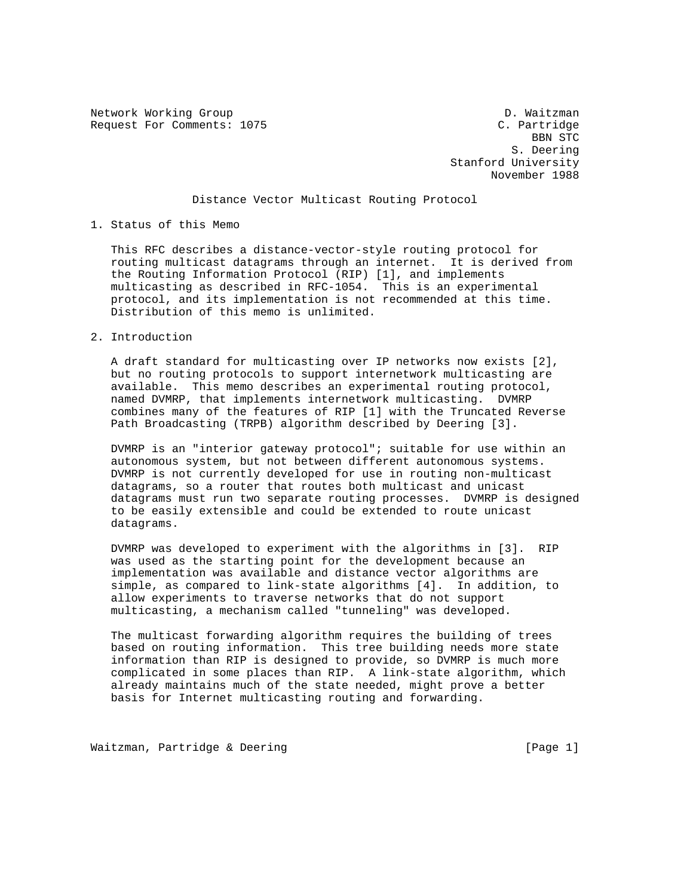Network Working Group D. Waitzman
Request For Comments: 1075 C. Partridge
BBN STC
S. Deering
Stanford University
November 1988

# Distance Vector Multicast Routing Protocol

## 1. Status of this Memo

This RFC describes a distance-vector-style routing protocol for routing multicast datagrams through an internet. It is derived from the Routing Information Protocol (RIP) [1], and implements multicasting as described in RFC-1054. This is an experimental protocol, and its implementation is not recommended at this time. Distribution of this memo is unlimited.

## 2. Introduction

A draft standard for multicasting over IP networks now exists [2], but no routing protocols to support internetwork multicasting are available. This memo describes an experimental routing protocol, named DVMRP, that implements internetwork multicasting. DVMRP combines many of the features of RIP [1] with the Truncated Reverse Path Broadcasting (TRPB) algorithm described by Deering [3].

DVMRP is an "interior gateway protocol"; suitable for use within an autonomous system, but not between different autonomous systems. DVMRP is not currently developed for use in routing non-multicast datagrams, so a router that routes both multicast and unicast datagrams must run two separate routing processes. DVMRP is designed to be easily extensible and could be extended to route unicast datagrams.

DVMRP was developed to experiment with the algorithms in [3]. RIP was used as the starting point for the development because an implementation was available and distance vector algorithms are simple, as compared to link-state algorithms [4]. In addition, to allow experiments to traverse networks that do not support multicasting, a mechanism called "tunneling" was developed.

The multicast forwarding algorithm requires the building of trees based on routing information. This tree building needs more state information than RIP is designed to provide, so DVMRP is much more complicated in some places than RIP. A link-state algorithm, which already maintains much of the state needed, might prove a better basis for Internet multicasting routing and forwarding.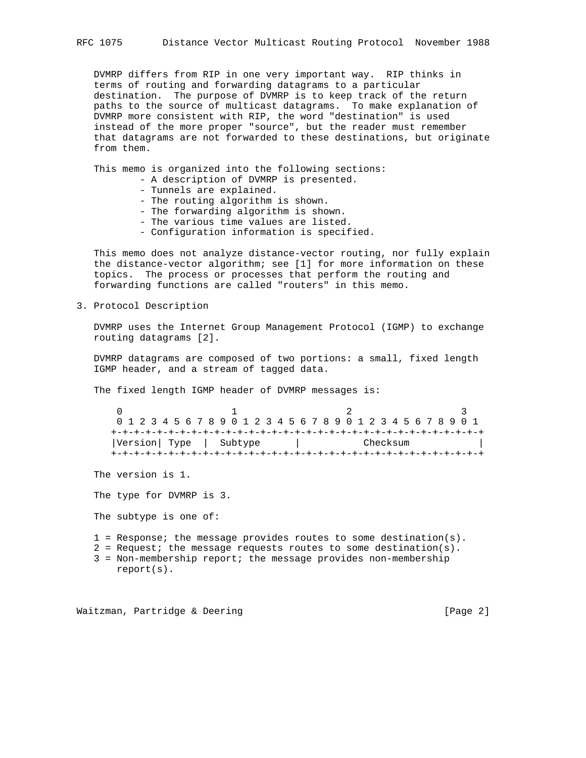DVMRP differs from RIP in one very important way. RIP thinks in terms of routing and forwarding datagrams to a particular destination. The purpose of DVMRP is to keep track of the return paths to the source of multicast datagrams. To make explanation of DVMRP more consistent with RIP, the word "destination" is used instead of the more proper "source", but the reader must remember that datagrams are not forwarded to these destinations, but originate from them.

This memo is organized into the following sections:

- A description of DVMRP is presented.
- Tunnels are explained.
- The routing algorithm is shown.
- The forwarding algorithm is shown.
- The various time values are listed.
- Configuration information is specified.

This memo does not analyze distance-vector routing, nor fully explain the distance-vector algorithm; see [1] for more information on these topics. The process or processes that perform the routing and forwarding functions are called "routers" in this memo.

## 3. Protocol Description

DVMRP uses the Internet Group Management Protocol (IGMP) to exchange routing datagrams [2].

DVMRP datagrams are composed of two portions: a small, fixed length IGMP header, and a stream of tagged data.

The fixed length IGMP header of DVMRP messages is:

```
 0                   1                   2                   3
 0 1 2 3 4 5 6 7 8 9 0 1 2 3 4 5 6 7 8 9 0 1 2 3 4 5 6 7 8 9 0 1
+-+-+-+-+-+-+-+-+-+-+-+-+-+-+-+-+-+-+-+-+-+-+-+-+-+-+-+-+-+-+-+-+
|Version| Type  |  Subtype      |           Checksum            |
+-+-+-+-+-+-+-+-+-+-+-+-+-+-+-+-+-+-+-+-+-+-+-+-+-+-+-+-+-+-+-+-+
```

The version is 1.

The type for DVMRP is 3.

The subtype is one of:

1 = Response; the message provides routes to some destination(s).
2 = Request; the message requests routes to some destination(s).
3 = Non-membership report; the message provides non-membership report(s).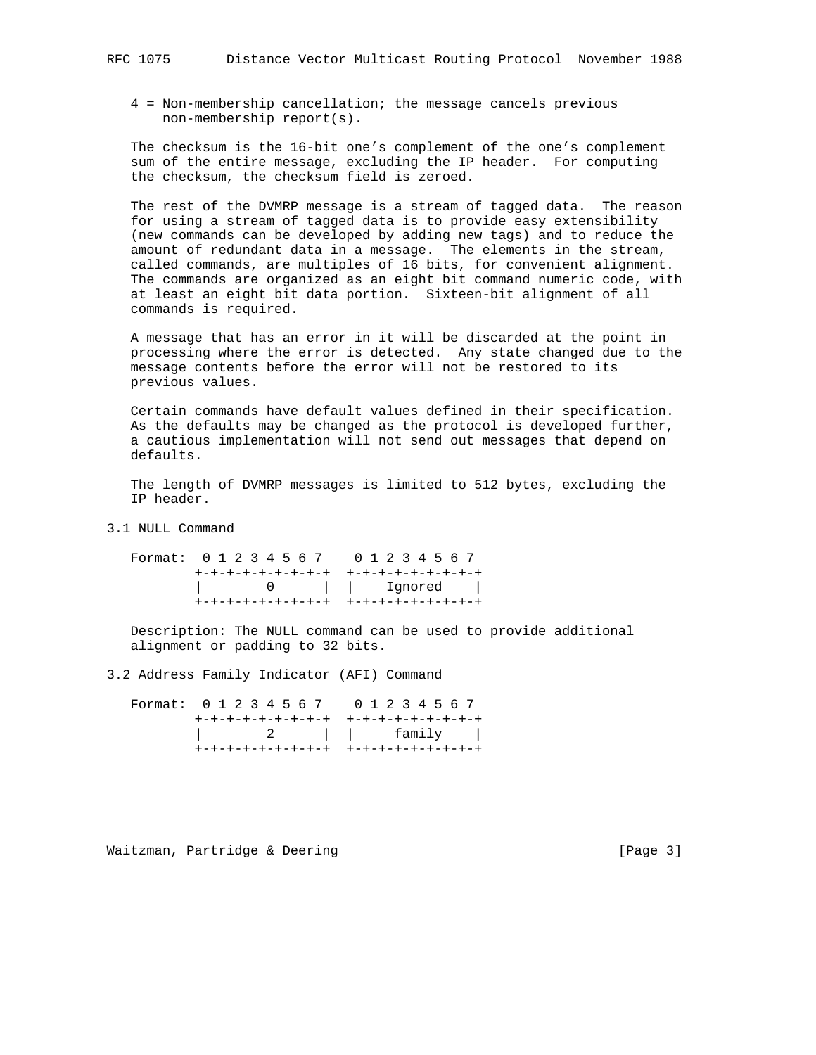4 = Non-membership cancellation; the message cancels previous non-membership report(s).

The checksum is the 16-bit one's complement of the one's complement sum of the entire message, excluding the IP header. For computing the checksum, the checksum field is zeroed.

The rest of the DVMRP message is a stream of tagged data. The reason for using a stream of tagged data is to provide easy extensibility (new commands can be developed by adding new tags) and to reduce the amount of redundant data in a message. The elements in the stream, called commands, are multiples of 16 bits, for convenient alignment. The commands are organized as an eight bit command numeric code, with at least an eight bit data portion. Sixteen-bit alignment of all commands is required.

A message that has an error in it will be discarded at the point in processing where the error is detected. Any state changed due to the message contents before the error will not be restored to its previous values.

Certain commands have default values defined in their specification. As the defaults may be changed as the protocol is developed further, a cautious implementation will not send out messages that depend on defaults.

The length of DVMRP messages is limited to 512 bytes, excluding the IP header.

## 3.1 NULL Command

```
Format:  0 1 2 3 4 5 6 7    0 1 2 3 4 5 6 7
        +-+-+-+-+-+-+-+-+  +-+-+-+-+-+-+-+-+
        |       0       |  |    Ignored    |
        +-+-+-+-+-+-+-+-+  +-+-+-+-+-+-+-+-+
```

Description: The NULL command can be used to provide additional alignment or padding to 32 bits.

## 3.2 Address Family Indicator (AFI) Command

```
Format:  0 1 2 3 4 5 6 7    0 1 2 3 4 5 6 7
        +-+-+-+-+-+-+-+-+  +-+-+-+-+-+-+-+-+
        |       2       |  |     family    |
        +-+-+-+-+-+-+-+-+  +-+-+-+-+-+-+-+-+
```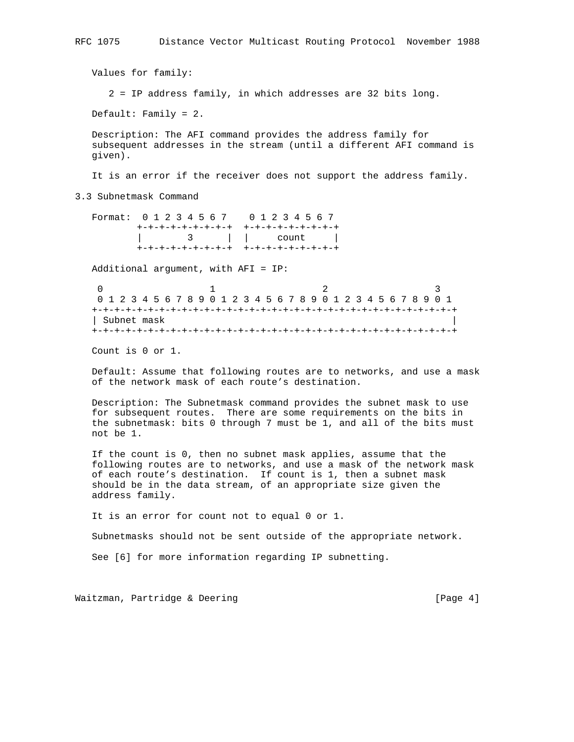Values for family:

2 = IP address family, in which addresses are 32 bits long.

Default: Family = 2.

Description: The AFI command provides the address family for subsequent addresses in the stream (until a different AFI command is given).

It is an error if the receiver does not support the address family.

### 3.3 Subnetmask Command

```
Format:  0 1 2 3 4 5 6 7    0 1 2 3 4 5 6 7
        +-+-+-+-+-+-+-+-+  +-+-+-+-+-+-+-+-+
        |       3       |  |     count     |
        +-+-+-+-+-+-+-+-+  +-+-+-+-+-+-+-+-+
```

Additional argument, with AFI = IP:

```
 0                   1                   2                   3
 0 1 2 3 4 5 6 7 8 9 0 1 2 3 4 5 6 7 8 9 0 1 2 3 4 5 6 7 8 9 0 1
+-+-+-+-+-+-+-+-+-+-+-+-+-+-+-+-+-+-+-+-+-+-+-+-+-+-+-+-+-+-+-+-+
| Subnet mask                                                   |
+-+-+-+-+-+-+-+-+-+-+-+-+-+-+-+-+-+-+-+-+-+-+-+-+-+-+-+-+-+-+-+-+
```

Count is 0 or 1.

Default: Assume that following routes are to networks, and use a mask of the network mask of each route's destination.

Description: The Subnetmask command provides the subnet mask to use for subsequent routes. There are some requirements on the bits in the subnetmask: bits 0 through 7 must be 1, and all of the bits must not be 1.

If the count is 0, then no subnet mask applies, assume that the following routes are to networks, and use a mask of the network mask of each route's destination. If count is 1, then a subnet mask should be in the data stream, of an appropriate size given the address family.

It is an error for count not to equal 0 or 1.

Subnetmasks should not be sent outside of the appropriate network.

See [6] for more information regarding IP subnetting.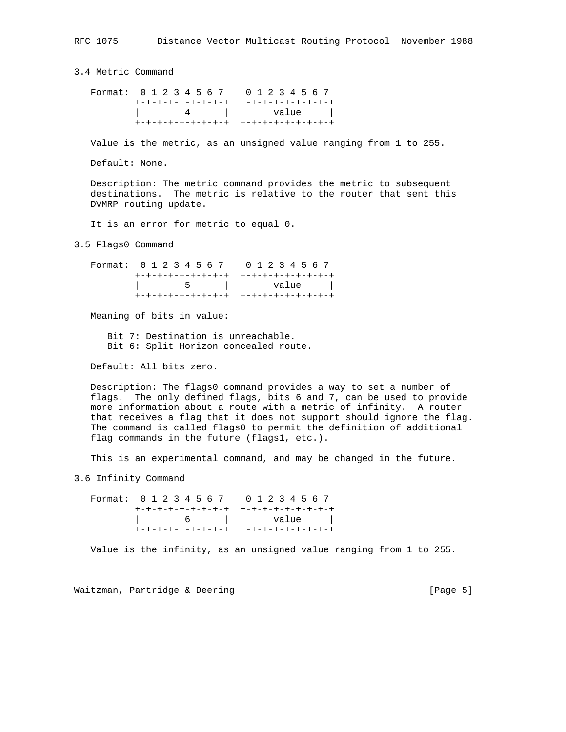### 3.4 Metric Command

```
Format:  0 1 2 3 4 5 6 7    0 1 2 3 4 5 6 7
        +-+-+-+-+-+-+-+-+  +-+-+-+-+-+-+-+-+
        |       4       |  |     value     |
        +-+-+-+-+-+-+-+-+  +-+-+-+-+-+-+-+-+
```

Value is the metric, as an unsigned value ranging from 1 to 255.

Default: None.

Description: The metric command provides the metric to subsequent destinations. The metric is relative to the router that sent this DVMRP routing update.

It is an error for metric to equal 0.

### 3.5 Flags0 Command

```
Format:  0 1 2 3 4 5 6 7    0 1 2 3 4 5 6 7
        +-+-+-+-+-+-+-+-+  +-+-+-+-+-+-+-+-+
        |       5       |  |     value     |
        +-+-+-+-+-+-+-+-+  +-+-+-+-+-+-+-+-+
```

Meaning of bits in value:

- Bit 7: Destination is unreachable.
- Bit 6: Split Horizon concealed route.

Default: All bits zero.

Description: The flags0 command provides a way to set a number of flags. The only defined flags, bits 6 and 7, can be used to provide more information about a route with a metric of infinity. A router that receives a flag that it does not support should ignore the flag. The command is called flags0 to permit the definition of additional flag commands in the future (flags1, etc.).

This is an experimental command, and may be changed in the future.

### 3.6 Infinity Command

```
Format:  0 1 2 3 4 5 6 7    0 1 2 3 4 5 6 7
        +-+-+-+-+-+-+-+-+  +-+-+-+-+-+-+-+-+
        |       6       |  |     value     |
        +-+-+-+-+-+-+-+-+  +-+-+-+-+-+-+-+-+
```

Value is the infinity, as an unsigned value ranging from 1 to 255.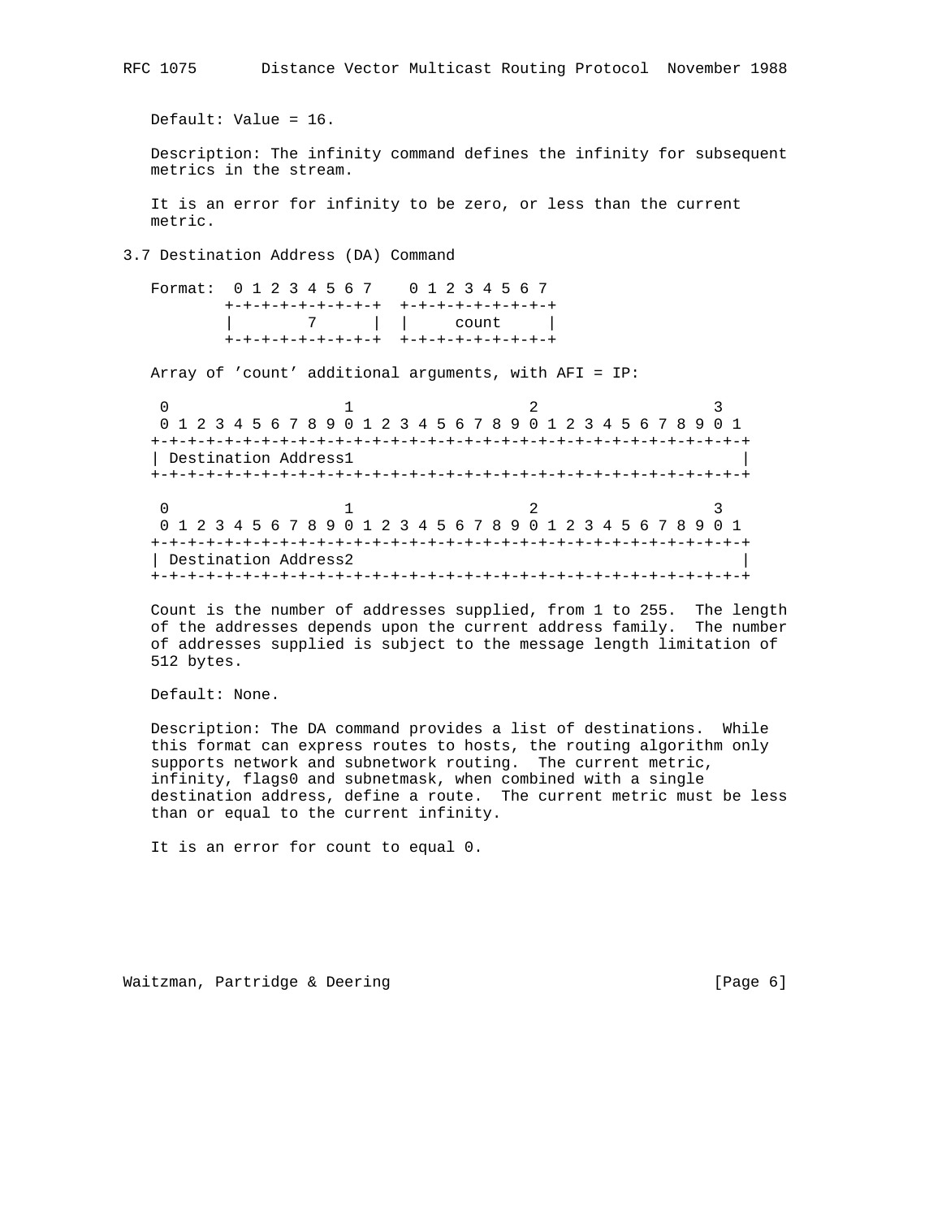Default: Value = 16.

Description: The infinity command defines the infinity for subsequent metrics in the stream.

It is an error for infinity to be zero, or less than the current metric.

### 3.7 Destination Address (DA) Command

```
Format:  0 1 2 3 4 5 6 7    0 1 2 3 4 5 6 7
        +-+-+-+-+-+-+-+-+  +-+-+-+-+-+-+-+-+
        |       7       |  |     count     |
        +-+-+-+-+-+-+-+-+  +-+-+-+-+-+-+-+-+
```

Array of 'count' additional arguments, with AFI = IP:

```
 0                   1                   2                   3
 0 1 2 3 4 5 6 7 8 9 0 1 2 3 4 5 6 7 8 9 0 1 2 3 4 5 6 7 8 9 0 1
+-+-+-+-+-+-+-+-+-+-+-+-+-+-+-+-+-+-+-+-+-+-+-+-+-+-+-+-+-+-+-+-+
| Destination Address1                                          |
+-+-+-+-+-+-+-+-+-+-+-+-+-+-+-+-+-+-+-+-+-+-+-+-+-+-+-+-+-+-+-+-+

 0                   1                   2                   3
 0 1 2 3 4 5 6 7 8 9 0 1 2 3 4 5 6 7 8 9 0 1 2 3 4 5 6 7 8 9 0 1
+-+-+-+-+-+-+-+-+-+-+-+-+-+-+-+-+-+-+-+-+-+-+-+-+-+-+-+-+-+-+-+-+
| Destination Address2                                          |
+-+-+-+-+-+-+-+-+-+-+-+-+-+-+-+-+-+-+-+-+-+-+-+-+-+-+-+-+-+-+-+-+
```

Count is the number of addresses supplied, from 1 to 255. The length of the addresses depends upon the current address family. The number of addresses supplied is subject to the message length limitation of 512 bytes.

Default: None.

Description: The DA command provides a list of destinations. While this format can express routes to hosts, the routing algorithm only supports network and subnetwork routing. The current metric, infinity, flags0 and subnetmask, when combined with a single destination address, define a route. The current metric must be less than or equal to the current infinity.

It is an error for count to equal 0.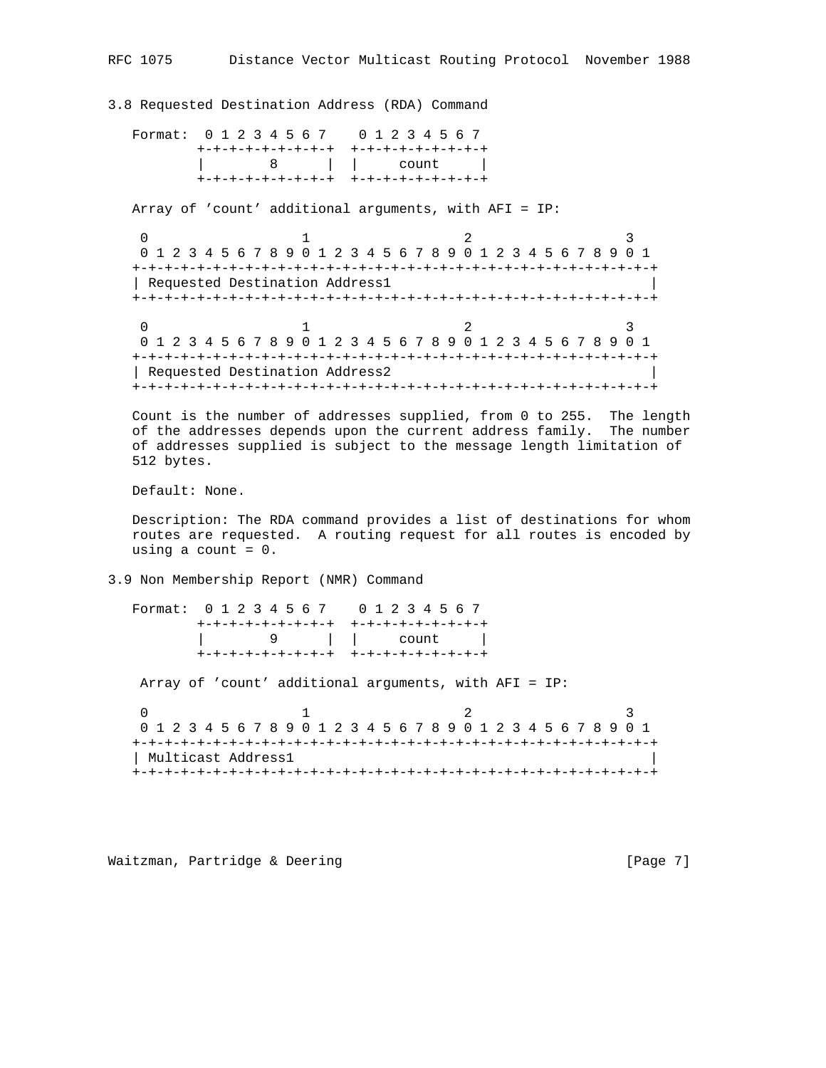### 3.8 Requested Destination Address (RDA) Command

```
Format:  0 1 2 3 4 5 6 7    0 1 2 3 4 5 6 7
        +-+-+-+-+-+-+-+-+  +-+-+-+-+-+-+-+-+
        |       8       |  |     count     |
        +-+-+-+-+-+-+-+-+  +-+-+-+-+-+-+-+-+
```

Array of 'count' additional arguments, with AFI = IP:

```
 0                   1                   2                   3
 0 1 2 3 4 5 6 7 8 9 0 1 2 3 4 5 6 7 8 9 0 1 2 3 4 5 6 7 8 9 0 1
+-+-+-+-+-+-+-+-+-+-+-+-+-+-+-+-+-+-+-+-+-+-+-+-+-+-+-+-+-+-+-+-+
| Requested Destination Address1                                |
+-+-+-+-+-+-+-+-+-+-+-+-+-+-+-+-+-+-+-+-+-+-+-+-+-+-+-+-+-+-+-+-+

 0                   1                   2                   3
 0 1 2 3 4 5 6 7 8 9 0 1 2 3 4 5 6 7 8 9 0 1 2 3 4 5 6 7 8 9 0 1
+-+-+-+-+-+-+-+-+-+-+-+-+-+-+-+-+-+-+-+-+-+-+-+-+-+-+-+-+-+-+-+-+
| Requested Destination Address2                                |
+-+-+-+-+-+-+-+-+-+-+-+-+-+-+-+-+-+-+-+-+-+-+-+-+-+-+-+-+-+-+-+-+
```

Count is the number of addresses supplied, from 0 to 255. The length of the addresses depends upon the current address family. The number of addresses supplied is subject to the message length limitation of 512 bytes.

Default: None.

Description: The RDA command provides a list of destinations for whom routes are requested. A routing request for all routes is encoded by using a count = 0.

### 3.9 Non Membership Report (NMR) Command

```
Format:  0 1 2 3 4 5 6 7    0 1 2 3 4 5 6 7
        +-+-+-+-+-+-+-+-+  +-+-+-+-+-+-+-+-+
        |       9       |  |     count     |
        +-+-+-+-+-+-+-+-+  +-+-+-+-+-+-+-+-+
```

Array of 'count' additional arguments, with AFI = IP:

```
 0                   1                   2                   3
 0 1 2 3 4 5 6 7 8 9 0 1 2 3 4 5 6 7 8 9 0 1 2 3 4 5 6 7 8 9 0 1
+-+-+-+-+-+-+-+-+-+-+-+-+-+-+-+-+-+-+-+-+-+-+-+-+-+-+-+-+-+-+-+-+
| Multicast Address1                                            |
+-+-+-+-+-+-+-+-+-+-+-+-+-+-+-+-+-+-+-+-+-+-+-+-+-+-+-+-+-+-+-+-+
```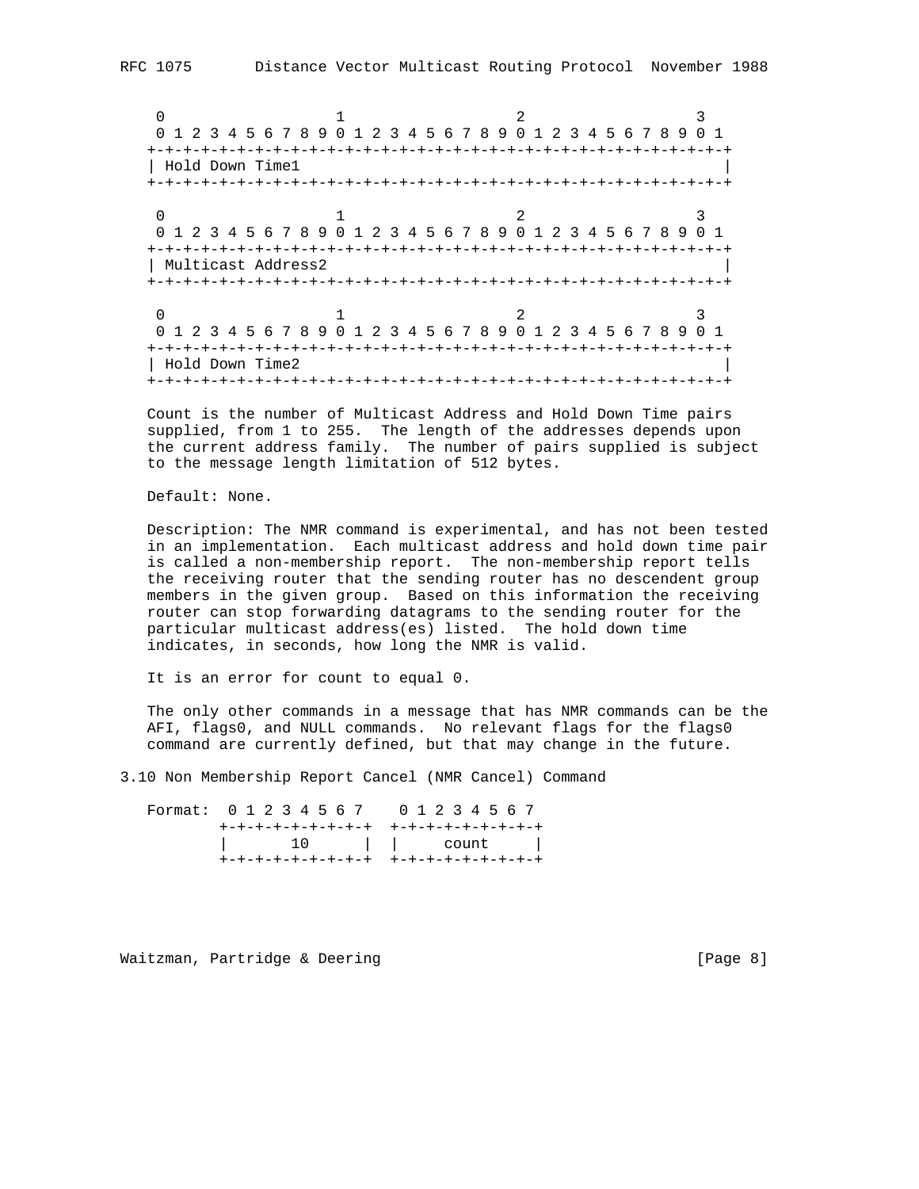```
 0                   1                   2                   3
 0 1 2 3 4 5 6 7 8 9 0 1 2 3 4 5 6 7 8 9 0 1 2 3 4 5 6 7 8 9 0 1
+-+-+-+-+-+-+-+-+-+-+-+-+-+-+-+-+-+-+-+-+-+-+-+-+-+-+-+-+-+-+-+-+
| Hold Down Time1                                               |
+-+-+-+-+-+-+-+-+-+-+-+-+-+-+-+-+-+-+-+-+-+-+-+-+-+-+-+-+-+-+-+-+

 0                   1                   2                   3
 0 1 2 3 4 5 6 7 8 9 0 1 2 3 4 5 6 7 8 9 0 1 2 3 4 5 6 7 8 9 0 1
+-+-+-+-+-+-+-+-+-+-+-+-+-+-+-+-+-+-+-+-+-+-+-+-+-+-+-+-+-+-+-+-+
| Multicast Address2                                            |
+-+-+-+-+-+-+-+-+-+-+-+-+-+-+-+-+-+-+-+-+-+-+-+-+-+-+-+-+-+-+-+-+

 0                   1                   2                   3
 0 1 2 3 4 5 6 7 8 9 0 1 2 3 4 5 6 7 8 9 0 1 2 3 4 5 6 7 8 9 0 1
+-+-+-+-+-+-+-+-+-+-+-+-+-+-+-+-+-+-+-+-+-+-+-+-+-+-+-+-+-+-+-+-+
| Hold Down Time2                                               |
+-+-+-+-+-+-+-+-+-+-+-+-+-+-+-+-+-+-+-+-+-+-+-+-+-+-+-+-+-+-+-+-+
```

Count is the number of Multicast Address and Hold Down Time pairs supplied, from 1 to 255. The length of the addresses depends upon the current address family. The number of pairs supplied is subject to the message length limitation of 512 bytes.

Default: None.

Description: The NMR command is experimental, and has not been tested in an implementation. Each multicast address and hold down time pair is called a non-membership report. The non-membership report tells the receiving router that the sending router has no descendent group members in the given group. Based on this information the receiving router can stop forwarding datagrams to the sending router for the particular multicast address(es) listed. The hold down time indicates, in seconds, how long the NMR is valid.

It is an error for count to equal 0.

The only other commands in a message that has NMR commands can be the AFI, flags0, and NULL commands. No relevant flags for the flags0 command are currently defined, but that may change in the future.

## 3.10 Non Membership Report Cancel (NMR Cancel) Command

```
Format:  0 1 2 3 4 5 6 7    0 1 2 3 4 5 6 7
        +-+-+-+-+-+-+-+-+  +-+-+-+-+-+-+-+-+
        |      10       |  |     count     |
        +-+-+-+-+-+-+-+-+  +-+-+-+-+-+-+-+-+
```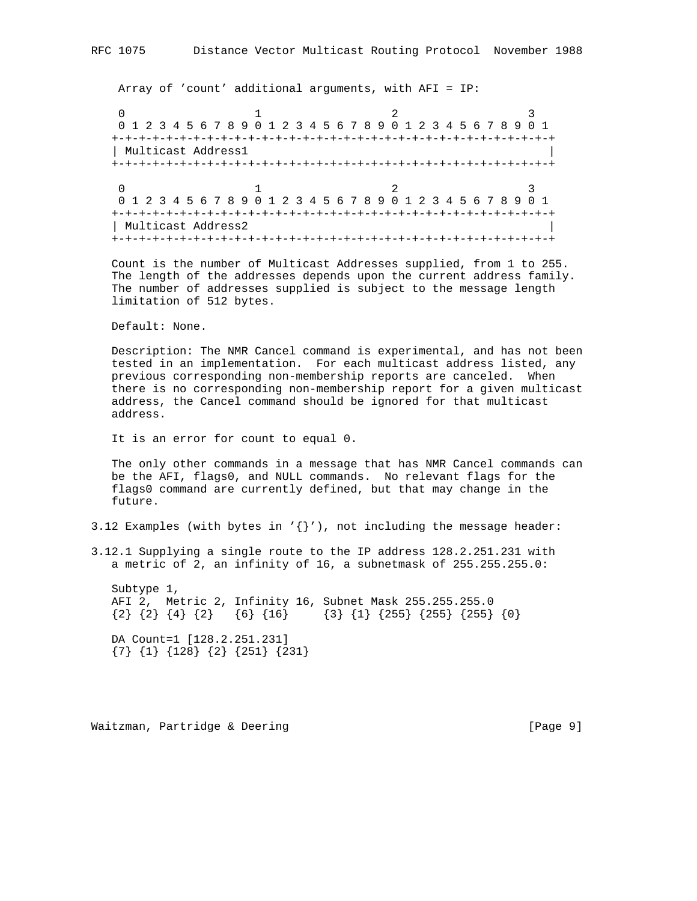Array of 'count' additional arguments, with AFI = IP:

```
 0                   1                   2                   3
 0 1 2 3 4 5 6 7 8 9 0 1 2 3 4 5 6 7 8 9 0 1 2 3 4 5 6 7 8 9 0 1
+-+-+-+-+-+-+-+-+-+-+-+-+-+-+-+-+-+-+-+-+-+-+-+-+-+-+-+-+-+-+-+-+
| Multicast Address1                                            |
+-+-+-+-+-+-+-+-+-+-+-+-+-+-+-+-+-+-+-+-+-+-+-+-+-+-+-+-+-+-+-+-+

 0                   1                   2                   3
 0 1 2 3 4 5 6 7 8 9 0 1 2 3 4 5 6 7 8 9 0 1 2 3 4 5 6 7 8 9 0 1
+-+-+-+-+-+-+-+-+-+-+-+-+-+-+-+-+-+-+-+-+-+-+-+-+-+-+-+-+-+-+-+-+
| Multicast Address2                                            |
+-+-+-+-+-+-+-+-+-+-+-+-+-+-+-+-+-+-+-+-+-+-+-+-+-+-+-+-+-+-+-+-+
```

Count is the number of Multicast Addresses supplied, from 1 to 255. The length of the addresses depends upon the current address family. The number of addresses supplied is subject to the message length limitation of 512 bytes.

Default: None.

Description: The NMR Cancel command is experimental, and has not been tested in an implementation. For each multicast address listed, any previous corresponding non-membership reports are canceled. When there is no corresponding non-membership report for a given multicast address, the Cancel command should be ignored for that multicast address.

It is an error for count to equal 0.

The only other commands in a message that has NMR Cancel commands can be the AFI, flags0, and NULL commands. No relevant flags for the flags0 command are currently defined, but that may change in the future.

3.12 Examples (with bytes in '{}'), not including the message header:

3.12.1 Supplying a single route to the IP address 128.2.251.231 with a metric of 2, an infinity of 16, a subnetmask of 255.255.255.0:

```
Subtype 1,
AFI 2,  Metric 2, Infinity 16, Subnet Mask 255.255.255.0
{2} {2} {4} {2}   {6} {16}     {3} {1} {255} {255} {255} {0}

DA Count=1 [128.2.251.231]
{7} {1} {128} {2} {251} {231}
```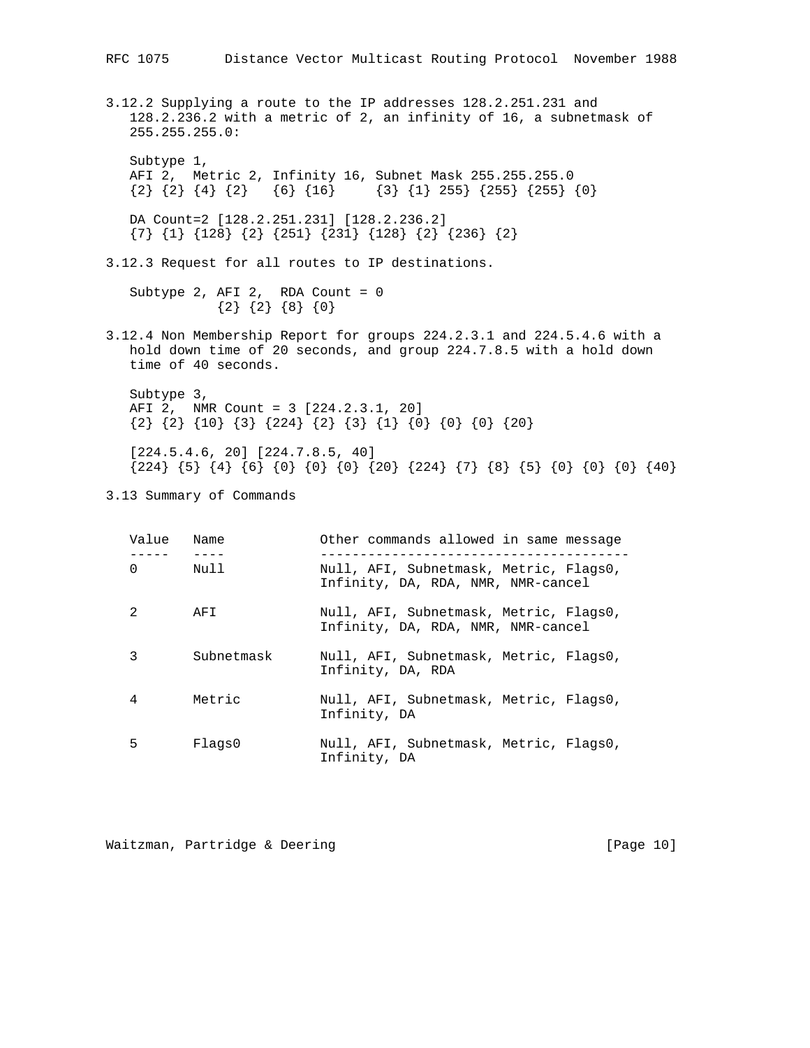3.12.2 Supplying a route to the IP addresses 128.2.251.231 and 128.2.236.2 with a metric of 2, an infinity of 16, a subnetmask of 255.255.255.0:

```
Subtype 1,
AFI 2,  Metric 2, Infinity 16, Subnet Mask 255.255.255.0
{2} {2} {4} {2}   {6} {16}     {3} {1} 255} {255} {255} {0}

DA Count=2 [128.2.251.231] [128.2.236.2]
{7} {1} {128} {2} {251} {231} {128} {2} {236} {2}
```

3.12.3 Request for all routes to IP destinations.

```
Subtype 2, AFI 2,  RDA Count = 0
         {2} {2} {8} {0}
```

3.12.4 Non Membership Report for groups 224.2.3.1 and 224.5.4.6 with a hold down time of 20 seconds, and group 224.7.8.5 with a hold down time of 40 seconds.

```
Subtype 3,
AFI 2,  NMR Count = 3 [224.2.3.1, 20]
{2} {2} {10} {3} {224} {2} {3} {1} {0} {0} {0} {20}

[224.5.4.6, 20] [224.7.8.5, 40]
{224} {5} {4} {6} {0} {0} {0} {20} {224} {7} {8} {5} {0} {0} {0} {40}
```

3.13 Summary of Commands

| Value | Name | Other commands allowed in same message |
|---|---|---|
| 0 | Null | Null, AFI, Subnetmask, Metric, Flags0, Infinity, DA, RDA, NMR, NMR-cancel |
| 2 | AFI | Null, AFI, Subnetmask, Metric, Flags0, Infinity, DA, RDA, NMR, NMR-cancel |
| 3 | Subnetmask | Null, AFI, Subnetmask, Metric, Flags0, Infinity, DA, RDA |
| 4 | Metric | Null, AFI, Subnetmask, Metric, Flags0, Infinity, DA |
| 5 | Flags0 | Null, AFI, Subnetmask, Metric, Flags0, Infinity, DA |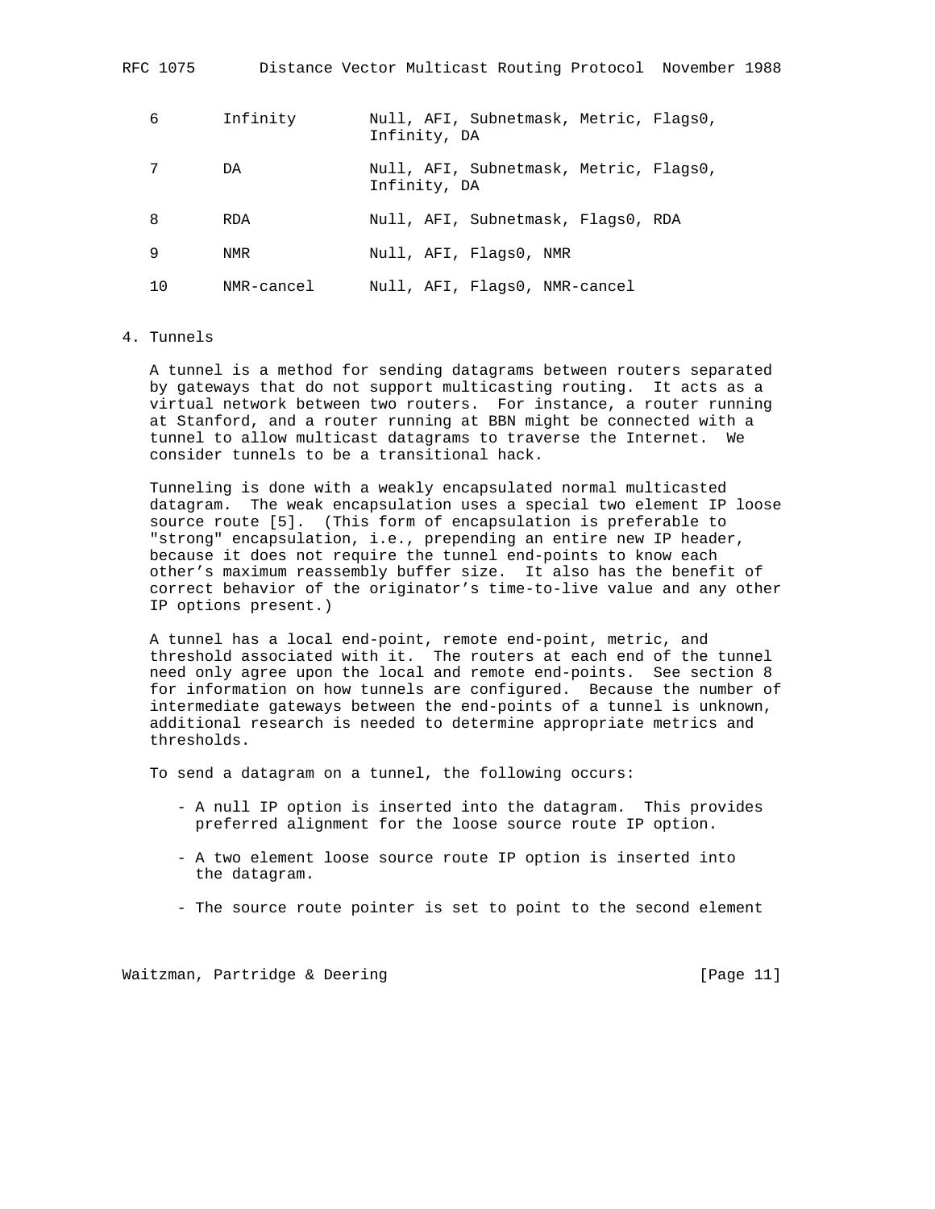| | | |
|---|---|---|
| 6 | Infinity | Null, AFI, Subnetmask, Metric, Flags0, Infinity, DA |
| 7 | DA | Null, AFI, Subnetmask, Metric, Flags0, Infinity, DA |
| 8 | RDA | Null, AFI, Subnetmask, Flags0, RDA |
| 9 | NMR | Null, AFI, Flags0, NMR |
| 10 | NMR-cancel | Null, AFI, Flags0, NMR-cancel |

## 4. Tunnels

A tunnel is a method for sending datagrams between routers separated by gateways that do not support multicasting routing. It acts as a virtual network between two routers. For instance, a router running at Stanford, and a router running at BBN might be connected with a tunnel to allow multicast datagrams to traverse the Internet. We consider tunnels to be a transitional hack.

Tunneling is done with a weakly encapsulated normal multicasted datagram. The weak encapsulation uses a special two element IP loose source route [5]. (This form of encapsulation is preferable to "strong" encapsulation, i.e., prepending an entire new IP header, because it does not require the tunnel end-points to know each other's maximum reassembly buffer size. It also has the benefit of correct behavior of the originator's time-to-live value and any other IP options present.)

A tunnel has a local end-point, remote end-point, metric, and threshold associated with it. The routers at each end of the tunnel need only agree upon the local and remote end-points. See section 8 for information on how tunnels are configured. Because the number of intermediate gateways between the end-points of a tunnel is unknown, additional research is needed to determine appropriate metrics and thresholds.

To send a datagram on a tunnel, the following occurs:

- A null IP option is inserted into the datagram. This provides preferred alignment for the loose source route IP option.
- A two element loose source route IP option is inserted into the datagram.
- The source route pointer is set to point to the second element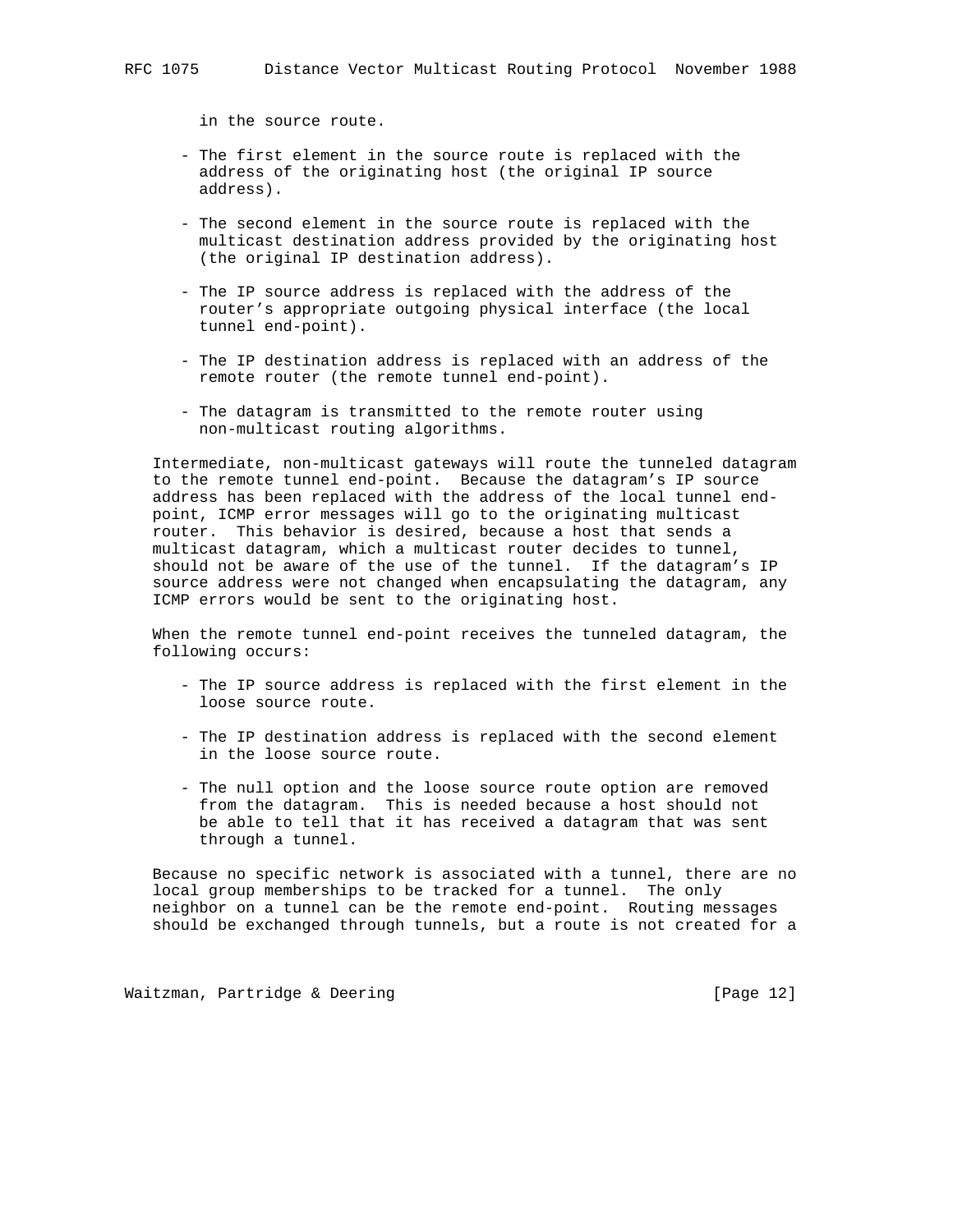in the source route.

- The first element in the source route is replaced with the address of the originating host (the original IP source address).

- The second element in the source route is replaced with the multicast destination address provided by the originating host (the original IP destination address).

- The IP source address is replaced with the address of the router's appropriate outgoing physical interface (the local tunnel end-point).

- The IP destination address is replaced with an address of the remote router (the remote tunnel end-point).

- The datagram is transmitted to the remote router using non-multicast routing algorithms.

Intermediate, non-multicast gateways will route the tunneled datagram to the remote tunnel end-point. Because the datagram's IP source address has been replaced with the address of the local tunnel end-point, ICMP error messages will go to the originating multicast router. This behavior is desired, because a host that sends a multicast datagram, which a multicast router decides to tunnel, should not be aware of the use of the tunnel. If the datagram's IP source address were not changed when encapsulating the datagram, any ICMP errors would be sent to the originating host.

When the remote tunnel end-point receives the tunneled datagram, the following occurs:

- The IP source address is replaced with the first element in the loose source route.

- The IP destination address is replaced with the second element in the loose source route.

- The null option and the loose source route option are removed from the datagram. This is needed because a host should not be able to tell that it has received a datagram that was sent through a tunnel.

Because no specific network is associated with a tunnel, there are no local group memberships to be tracked for a tunnel. The only neighbor on a tunnel can be the remote end-point. Routing messages should be exchanged through tunnels, but a route is not created for a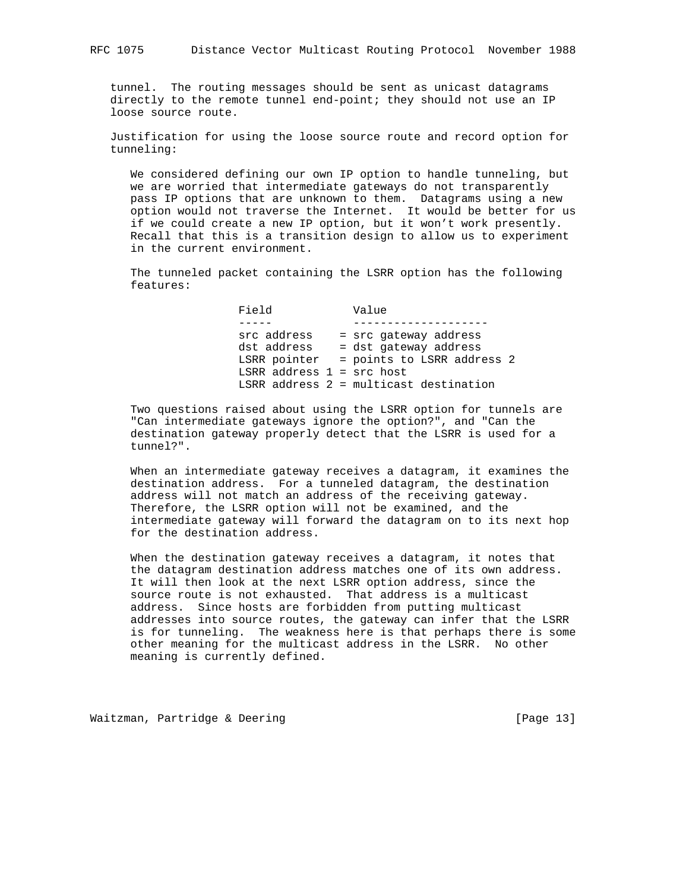tunnel. The routing messages should be sent as unicast datagrams directly to the remote tunnel end-point; they should not use an IP loose source route.

Justification for using the loose source route and record option for tunneling:

We considered defining our own IP option to handle tunneling, but we are worried that intermediate gateways do not transparently pass IP options that are unknown to them. Datagrams using a new option would not traverse the Internet. It would be better for us if we could create a new IP option, but it won't work presently. Recall that this is a transition design to allow us to experiment in the current environment.

The tunneled packet containing the LSRR option has the following features:

| Field | Value |
| --- | --- |
| src address | = src gateway address |
| dst address | = dst gateway address |
| LSRR pointer | = points to LSRR address 2 |
| LSRR address 1 | = src host |
| LSRR address 2 | = multicast destination |

Two questions raised about using the LSRR option for tunnels are "Can intermediate gateways ignore the option?", and "Can the destination gateway properly detect that the LSRR is used for a tunnel?".

When an intermediate gateway receives a datagram, it examines the destination address. For a tunneled datagram, the destination address will not match an address of the receiving gateway. Therefore, the LSRR option will not be examined, and the intermediate gateway will forward the datagram on to its next hop for the destination address.

When the destination gateway receives a datagram, it notes that the datagram destination address matches one of its own address. It will then look at the next LSRR option address, since the source route is not exhausted. That address is a multicast address. Since hosts are forbidden from putting multicast addresses into source routes, the gateway can infer that the LSRR is for tunneling. The weakness here is that perhaps there is some other meaning for the multicast address in the LSRR. No other meaning is currently defined.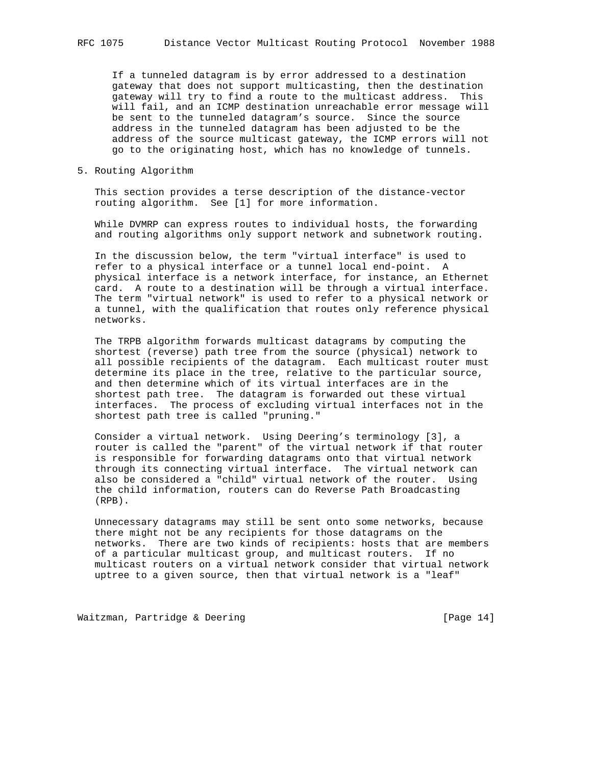If a tunneled datagram is by error addressed to a destination gateway that does not support multicasting, then the destination gateway will try to find a route to the multicast address. This will fail, and an ICMP destination unreachable error message will be sent to the tunneled datagram's source. Since the source address in the tunneled datagram has been adjusted to be the address of the source multicast gateway, the ICMP errors will not go to the originating host, which has no knowledge of tunnels.

## 5. Routing Algorithm

This section provides a terse description of the distance-vector routing algorithm. See [1] for more information.

While DVMRP can express routes to individual hosts, the forwarding and routing algorithms only support network and subnetwork routing.

In the discussion below, the term "virtual interface" is used to refer to a physical interface or a tunnel local end-point. A physical interface is a network interface, for instance, an Ethernet card. A route to a destination will be through a virtual interface. The term "virtual network" is used to refer to a physical network or a tunnel, with the qualification that routes only reference physical networks.

The TRPB algorithm forwards multicast datagrams by computing the shortest (reverse) path tree from the source (physical) network to all possible recipients of the datagram. Each multicast router must determine its place in the tree, relative to the particular source, and then determine which of its virtual interfaces are in the shortest path tree. The datagram is forwarded out these virtual interfaces. The process of excluding virtual interfaces not in the shortest path tree is called "pruning."

Consider a virtual network. Using Deering's terminology [3], a router is called the "parent" of the virtual network if that router is responsible for forwarding datagrams onto that virtual network through its connecting virtual interface. The virtual network can also be considered a "child" virtual network of the router. Using the child information, routers can do Reverse Path Broadcasting (RPB).

Unnecessary datagrams may still be sent onto some networks, because there might not be any recipients for those datagrams on the networks. There are two kinds of recipients: hosts that are members of a particular multicast group, and multicast routers. If no multicast routers on a virtual network consider that virtual network uptree to a given source, then that virtual network is a "leaf"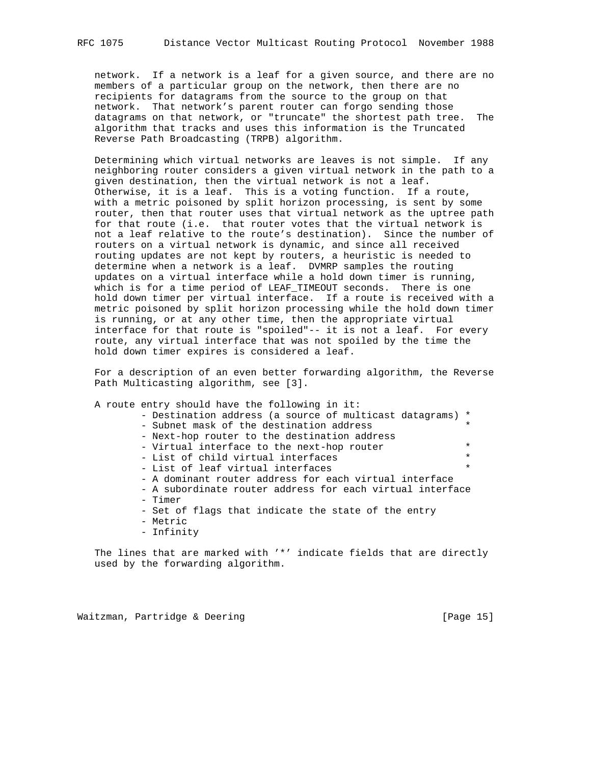network. If a network is a leaf for a given source, and there are no members of a particular group on the network, then there are no recipients for datagrams from the source to the group on that network. That network's parent router can forgo sending those datagrams on that network, or "truncate" the shortest path tree. The algorithm that tracks and uses this information is the Truncated Reverse Path Broadcasting (TRPB) algorithm.

Determining which virtual networks are leaves is not simple. If any neighboring router considers a given virtual network in the path to a given destination, then the virtual network is not a leaf. Otherwise, it is a leaf. This is a voting function. If a route, with a metric poisoned by split horizon processing, is sent by some router, then that router uses that virtual network as the uptree path for that route (i.e. that router votes that the virtual network is not a leaf relative to the route's destination). Since the number of routers on a virtual network is dynamic, and since all received routing updates are not kept by routers, a heuristic is needed to determine when a network is a leaf. DVMRP samples the routing updates on a virtual interface while a hold down timer is running, which is for a time period of LEAF_TIMEOUT seconds. There is one hold down timer per virtual interface. If a route is received with a metric poisoned by split horizon processing while the hold down timer is running, or at any other time, then the appropriate virtual interface for that route is "spoiled"-- it is not a leaf. For every route, any virtual interface that was not spoiled by the time the hold down timer expires is considered a leaf.

For a description of an even better forwarding algorithm, the Reverse Path Multicasting algorithm, see [3].

A route entry should have the following in it:

```
        - Destination address (a source of multicast datagrams) *
        - Subnet mask of the destination address                *
        - Next-hop router to the destination address
        - Virtual interface to the next-hop router              *
        - List of child virtual interfaces                      *
        - List of leaf virtual interfaces                       *
        - A dominant router address for each virtual interface
        - A subordinate router address for each virtual interface
        - Timer
        - Set of flags that indicate the state of the entry
        - Metric
        - Infinity
```

The lines that are marked with '*' indicate fields that are directly used by the forwarding algorithm.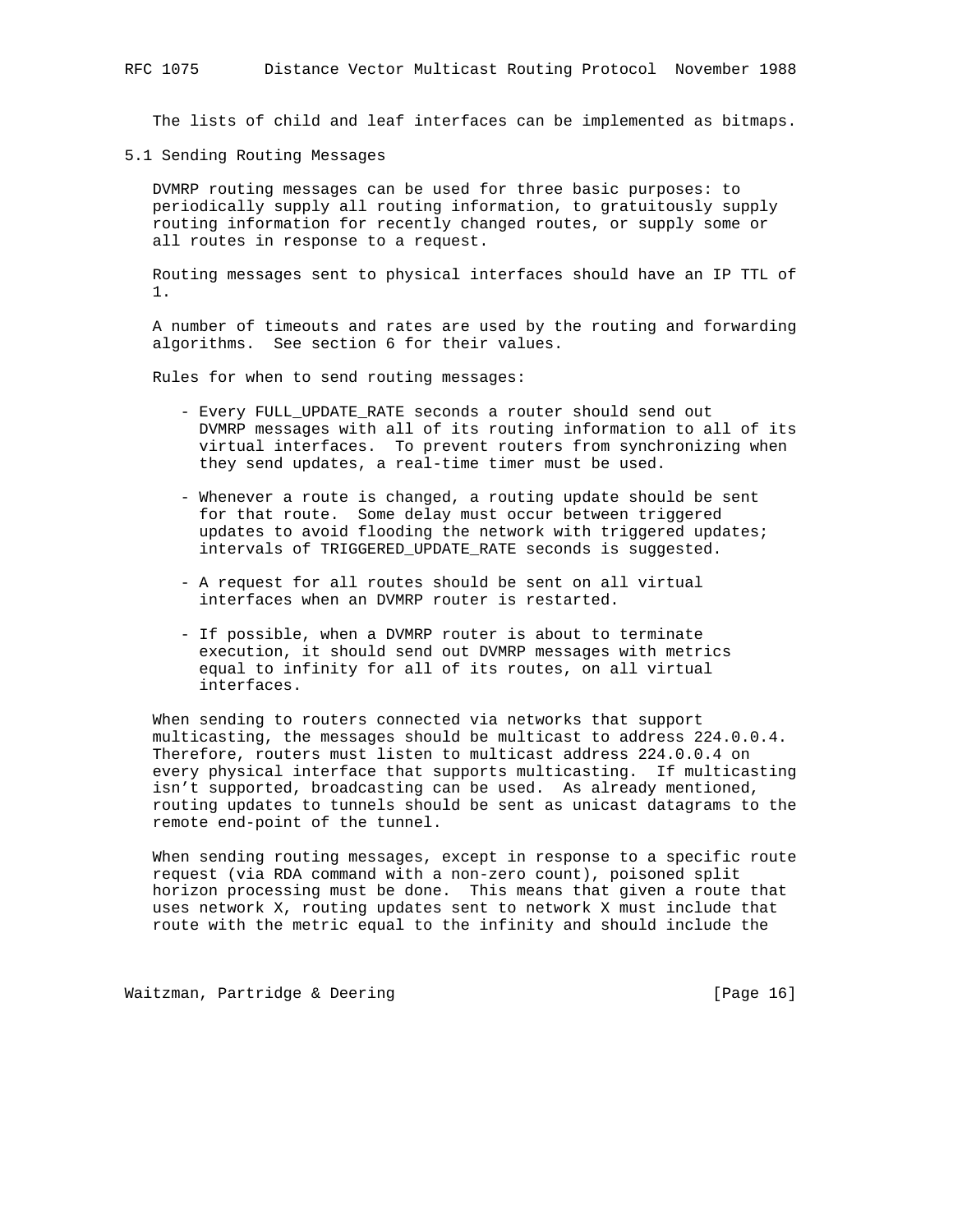The lists of child and leaf interfaces can be implemented as bitmaps.

## 5.1 Sending Routing Messages

DVMRP routing messages can be used for three basic purposes: to periodically supply all routing information, to gratuitously supply routing information for recently changed routes, or supply some or all routes in response to a request.

Routing messages sent to physical interfaces should have an IP TTL of 1.

A number of timeouts and rates are used by the routing and forwarding algorithms. See section 6 for their values.

Rules for when to send routing messages:

- Every FULL_UPDATE_RATE seconds a router should send out DVMRP messages with all of its routing information to all of its virtual interfaces. To prevent routers from synchronizing when they send updates, a real-time timer must be used.

- Whenever a route is changed, a routing update should be sent for that route. Some delay must occur between triggered updates to avoid flooding the network with triggered updates; intervals of TRIGGERED_UPDATE_RATE seconds is suggested.

- A request for all routes should be sent on all virtual interfaces when an DVMRP router is restarted.

- If possible, when a DVMRP router is about to terminate execution, it should send out DVMRP messages with metrics equal to infinity for all of its routes, on all virtual interfaces.

When sending to routers connected via networks that support multicasting, the messages should be multicast to address 224.0.0.4. Therefore, routers must listen to multicast address 224.0.0.4 on every physical interface that supports multicasting. If multicasting isn’t supported, broadcasting can be used. As already mentioned, routing updates to tunnels should be sent as unicast datagrams to the remote end-point of the tunnel.

When sending routing messages, except in response to a specific route request (via RDA command with a non-zero count), poisoned split horizon processing must be done. This means that given a route that uses network X, routing updates sent to network X must include that route with the metric equal to the infinity and should include the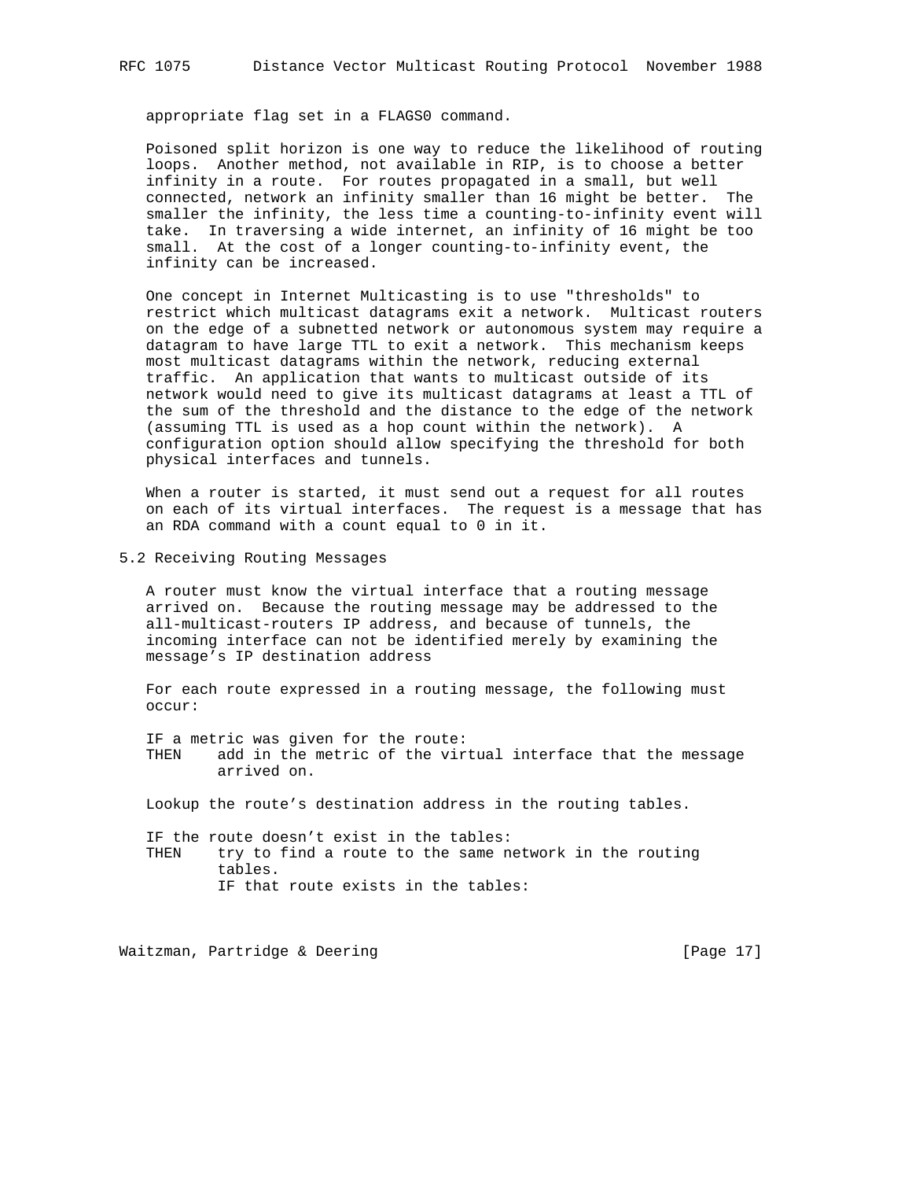appropriate flag set in a FLAGS0 command.

Poisoned split horizon is one way to reduce the likelihood of routing loops. Another method, not available in RIP, is to choose a better infinity in a route. For routes propagated in a small, but well connected, network an infinity smaller than 16 might be better. The smaller the infinity, the less time a counting-to-infinity event will take. In traversing a wide internet, an infinity of 16 might be too small. At the cost of a longer counting-to-infinity event, the infinity can be increased.

One concept in Internet Multicasting is to use "thresholds" to restrict which multicast datagrams exit a network. Multicast routers on the edge of a subnetted network or autonomous system may require a datagram to have large TTL to exit a network. This mechanism keeps most multicast datagrams within the network, reducing external traffic. An application that wants to multicast outside of its network would need to give its multicast datagrams at least a TTL of the sum of the threshold and the distance to the edge of the network (assuming TTL is used as a hop count within the network). A configuration option should allow specifying the threshold for both physical interfaces and tunnels.

When a router is started, it must send out a request for all routes on each of its virtual interfaces. The request is a message that has an RDA command with a count equal to 0 in it.

## 5.2 Receiving Routing Messages

A router must know the virtual interface that a routing message arrived on. Because the routing message may be addressed to the all-multicast-routers IP address, and because of tunnels, the incoming interface can not be identified merely by examining the message's IP destination address

For each route expressed in a routing message, the following must occur:

```
IF a metric was given for the route:
THEN    add in the metric of the virtual interface that the message
        arrived on.

Lookup the route's destination address in the routing tables.

IF the route doesn't exist in the tables:
THEN    try to find a route to the same network in the routing
        tables.
        IF that route exists in the tables:
```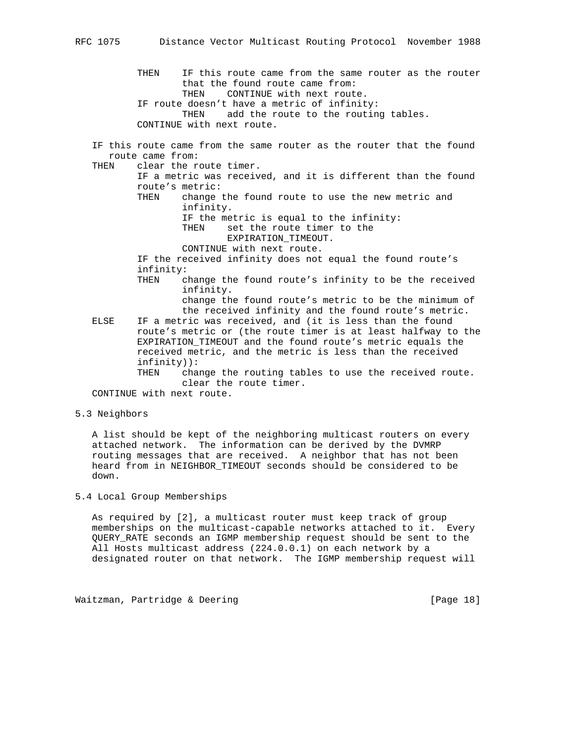```
          THEN    IF this route came from the same router as the router
                  that the found route came from:
                  THEN    CONTINUE with next route.
          IF route doesn't have a metric of infinity:
                  THEN    add the route to the routing tables.
          CONTINUE with next route.

   IF this route came from the same router as the router that the found
      route came from:
   THEN    clear the route timer.
          IF a metric was received, and it is different than the found
          route's metric:
          THEN    change the found route to use the new metric and
                  infinity.
                  IF the metric is equal to the infinity:
                  THEN    set the route timer to the
                          EXPIRATION_TIMEOUT.
                  CONTINUE with next route.
          IF the received infinity does not equal the found route's
          infinity:
          THEN    change the found route's infinity to be the received
                  infinity.
                  change the found route's metric to be the minimum of
                  the received infinity and the found route's metric.
   ELSE    IF a metric was received, and (it is less than the found
          route's metric or (the route timer is at least halfway to the
          EXPIRATION_TIMEOUT and the found route's metric equals the
          received metric, and the metric is less than the received
          infinity)):
          THEN    change the routing tables to use the received route.
                  clear the route timer.
   CONTINUE with next route.
```

## 5.3 Neighbors

A list should be kept of the neighboring multicast routers on every attached network. The information can be derived by the DVMRP routing messages that are received. A neighbor that has not been heard from in NEIGHBOR_TIMEOUT seconds should be considered to be down.

## 5.4 Local Group Memberships

As required by [2], a multicast router must keep track of group memberships on the multicast-capable networks attached to it. Every QUERY_RATE seconds an IGMP membership request should be sent to the All Hosts multicast address (224.0.0.1) on each network by a designated router on that network. The IGMP membership request will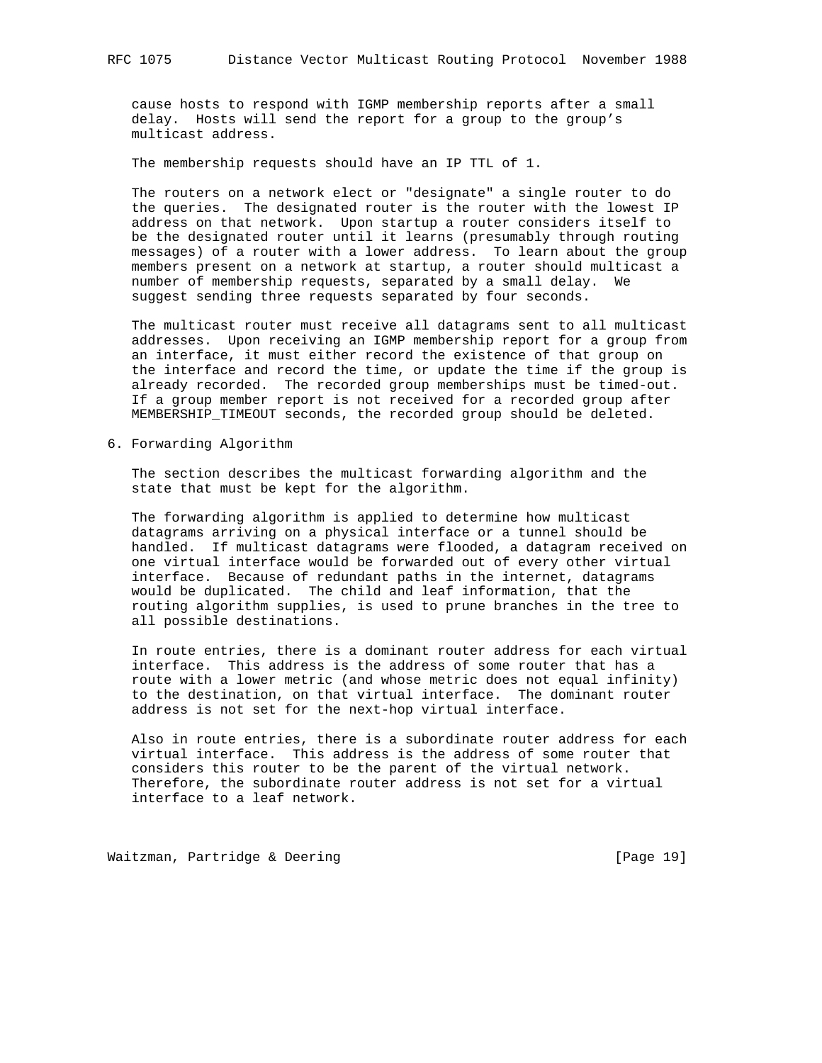cause hosts to respond with IGMP membership reports after a small delay. Hosts will send the report for a group to the group's multicast address.

The membership requests should have an IP TTL of 1.

The routers on a network elect or "designate" a single router to do the queries. The designated router is the router with the lowest IP address on that network. Upon startup a router considers itself to be the designated router until it learns (presumably through routing messages) of a router with a lower address. To learn about the group members present on a network at startup, a router should multicast a number of membership requests, separated by a small delay. We suggest sending three requests separated by four seconds.

The multicast router must receive all datagrams sent to all multicast addresses. Upon receiving an IGMP membership report for a group from an interface, it must either record the existence of that group on the interface and record the time, or update the time if the group is already recorded. The recorded group memberships must be timed-out. If a group member report is not received for a recorded group after MEMBERSHIP_TIMEOUT seconds, the recorded group should be deleted.

## 6. Forwarding Algorithm

The section describes the multicast forwarding algorithm and the state that must be kept for the algorithm.

The forwarding algorithm is applied to determine how multicast datagrams arriving on a physical interface or a tunnel should be handled. If multicast datagrams were flooded, a datagram received on one virtual interface would be forwarded out of every other virtual interface. Because of redundant paths in the internet, datagrams would be duplicated. The child and leaf information, that the routing algorithm supplies, is used to prune branches in the tree to all possible destinations.

In route entries, there is a dominant router address for each virtual interface. This address is the address of some router that has a route with a lower metric (and whose metric does not equal infinity) to the destination, on that virtual interface. The dominant router address is not set for the next-hop virtual interface.

Also in route entries, there is a subordinate router address for each virtual interface. This address is the address of some router that considers this router to be the parent of the virtual network. Therefore, the subordinate router address is not set for a virtual interface to a leaf network.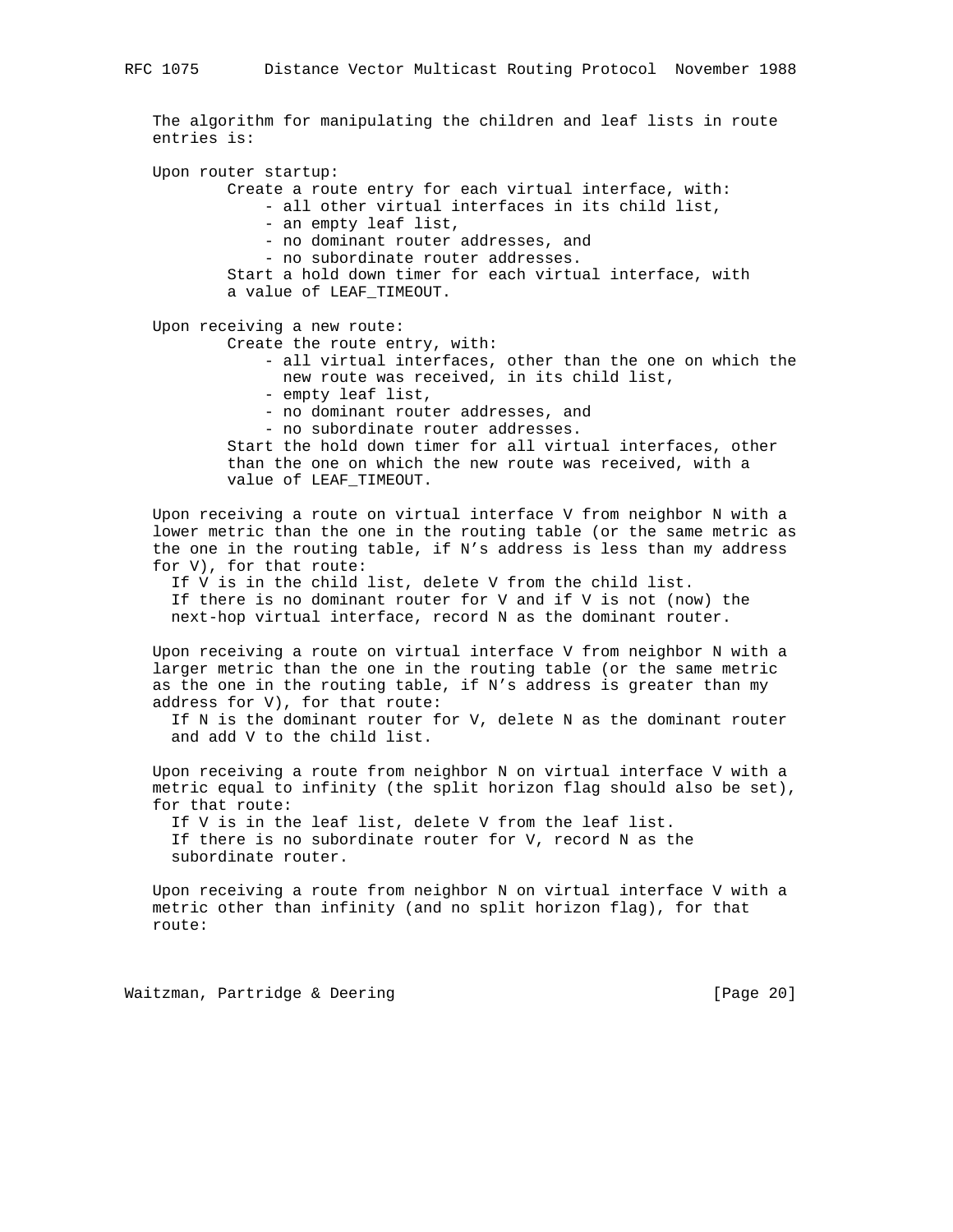The algorithm for manipulating the children and leaf lists in route entries is:

Upon router startup:

Create a route entry for each virtual interface, with:

- all other virtual interfaces in its child list,
- an empty leaf list,
- no dominant router addresses, and
- no subordinate router addresses.

Start a hold down timer for each virtual interface, with a value of LEAF_TIMEOUT.

Upon receiving a new route:

Create the route entry, with:

- all virtual interfaces, other than the one on which the new route was received, in its child list,
- empty leaf list,
- no dominant router addresses, and
- no subordinate router addresses.

Start the hold down timer for all virtual interfaces, other than the one on which the new route was received, with a value of LEAF_TIMEOUT.

Upon receiving a route on virtual interface V from neighbor N with a lower metric than the one in the routing table (or the same metric as the one in the routing table, if N's address is less than my address for V), for that route:

If V is in the child list, delete V from the child list.
If there is no dominant router for V and if V is not (now) the next-hop virtual interface, record N as the dominant router.

Upon receiving a route on virtual interface V from neighbor N with a larger metric than the one in the routing table (or the same metric as the one in the routing table, if N's address is greater than my address for V), for that route:

If N is the dominant router for V, delete N as the dominant router and add V to the child list.

Upon receiving a route from neighbor N on virtual interface V with a metric equal to infinity (the split horizon flag should also be set), for that route:

If V is in the leaf list, delete V from the leaf list.
If there is no subordinate router for V, record N as the subordinate router.

Upon receiving a route from neighbor N on virtual interface V with a metric other than infinity (and no split horizon flag), for that route: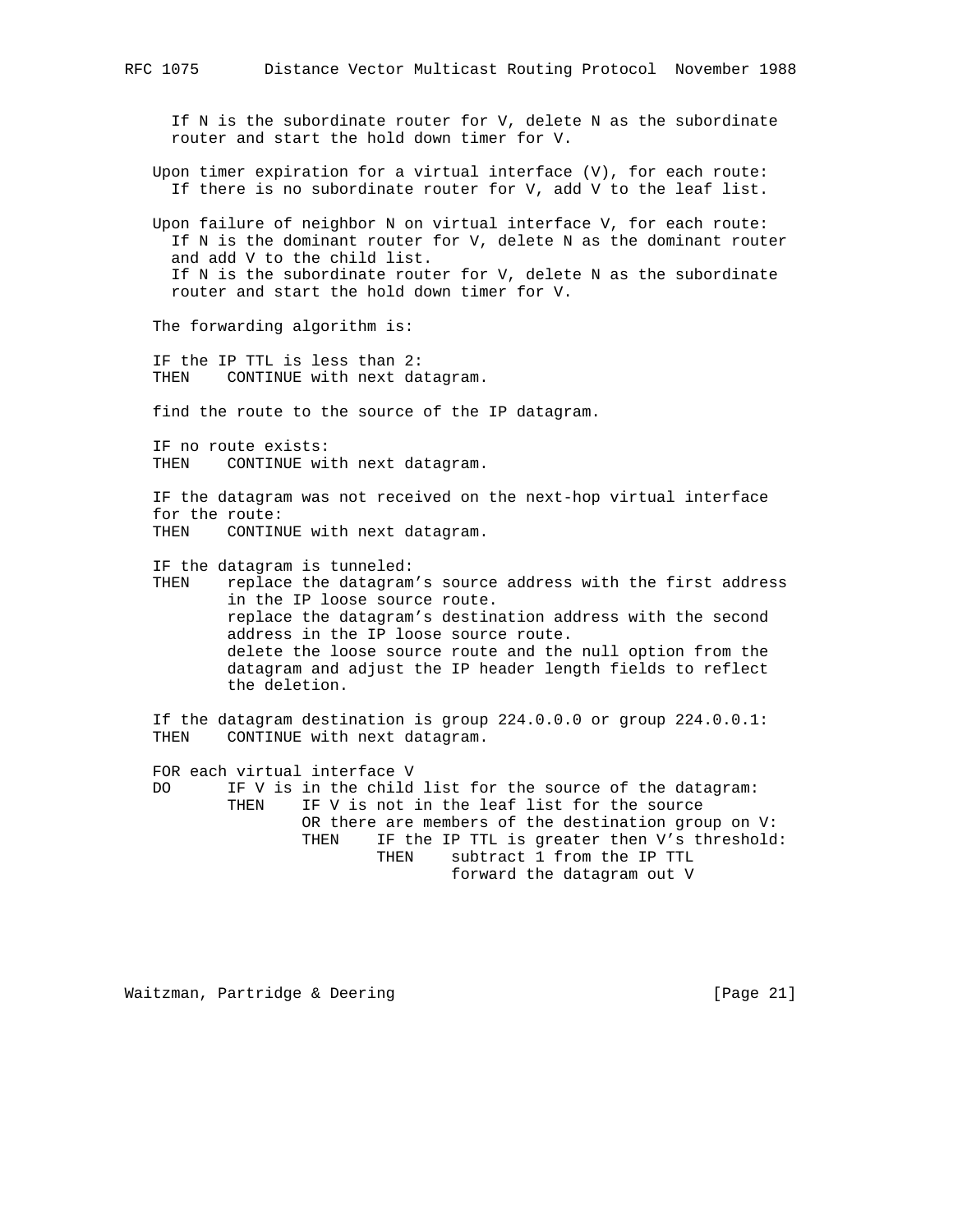If N is the subordinate router for V, delete N as the subordinate router and start the hold down timer for V.

Upon timer expiration for a virtual interface (V), for each route:
If there is no subordinate router for V, add V to the leaf list.

Upon failure of neighbor N on virtual interface V, for each route:
If N is the dominant router for V, delete N as the dominant router and add V to the child list.
If N is the subordinate router for V, delete N as the subordinate router and start the hold down timer for V.

The forwarding algorithm is:

```
IF the IP TTL is less than 2:
THEN    CONTINUE with next datagram.

find the route to the source of the IP datagram.

IF no route exists:
THEN    CONTINUE with next datagram.

IF the datagram was not received on the next-hop virtual interface
for the route:
THEN    CONTINUE with next datagram.

IF the datagram is tunneled:
THEN    replace the datagram's source address with the first address
        in the IP loose source route.
        replace the datagram's destination address with the second
        address in the IP loose source route.
        delete the loose source route and the null option from the
        datagram and adjust the IP header length fields to reflect
        the deletion.

If the datagram destination is group 224.0.0.0 or group 224.0.0.1:
THEN    CONTINUE with next datagram.

FOR each virtual interface V
DO      IF V is in the child list for the source of the datagram:
        THEN    IF V is not in the leaf list for the source
                OR there are members of the destination group on V:
                THEN    IF the IP TTL is greater then V's threshold:
                        THEN    subtract 1 from the IP TTL
                                forward the datagram out V
```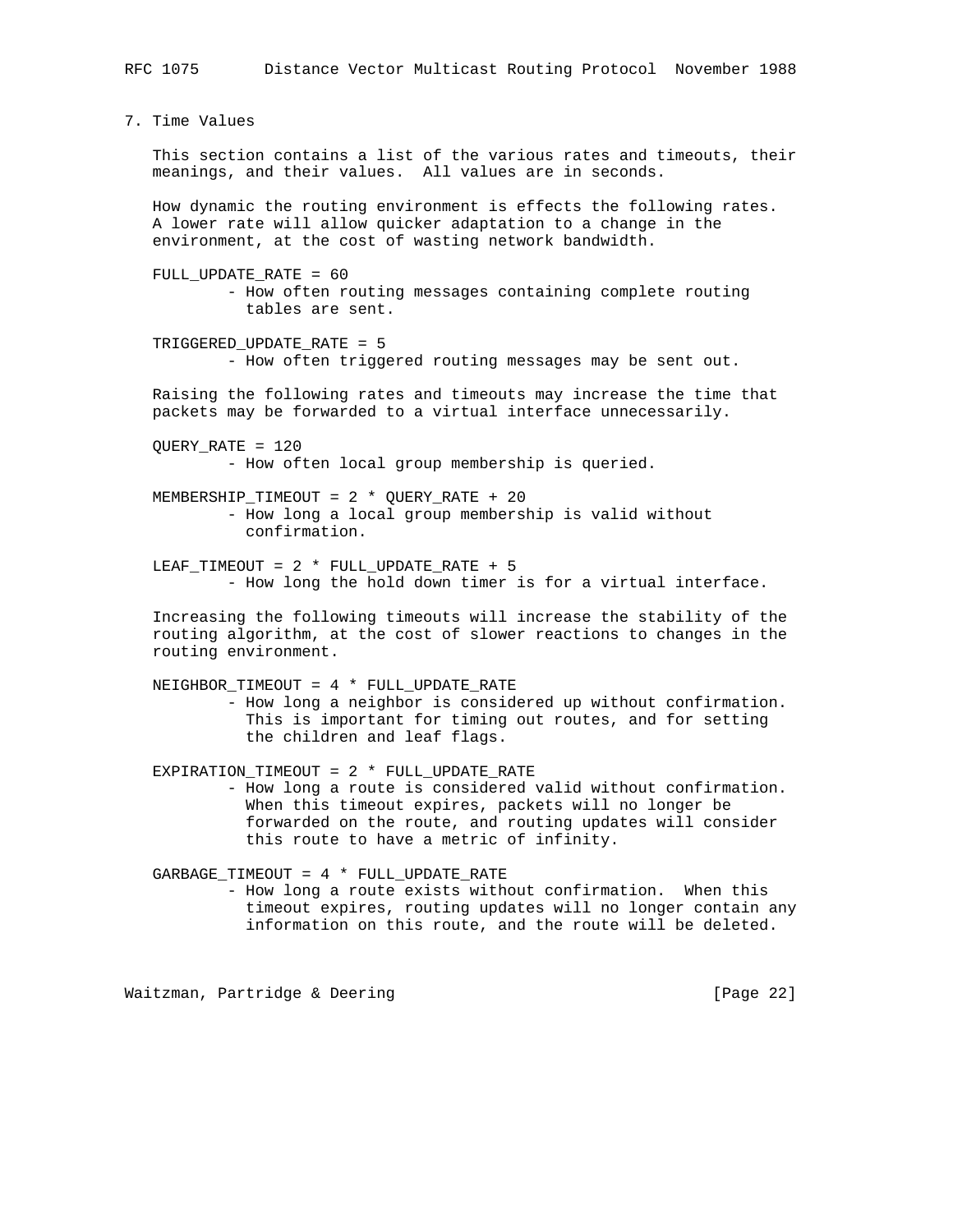## 7. Time Values

This section contains a list of the various rates and timeouts, their meanings, and their values. All values are in seconds.

How dynamic the routing environment is effects the following rates. A lower rate will allow quicker adaptation to a change in the environment, at the cost of wasting network bandwidth.

FULL_UPDATE_RATE = 60
- How often routing messages containing complete routing tables are sent.

TRIGGERED_UPDATE_RATE = 5
- How often triggered routing messages may be sent out.

Raising the following rates and timeouts may increase the time that packets may be forwarded to a virtual interface unnecessarily.

QUERY_RATE = 120
- How often local group membership is queried.

MEMBERSHIP_TIMEOUT = 2 * QUERY_RATE + 20
- How long a local group membership is valid without confirmation.

LEAF_TIMEOUT = 2 * FULL_UPDATE_RATE + 5
- How long the hold down timer is for a virtual interface.

Increasing the following timeouts will increase the stability of the routing algorithm, at the cost of slower reactions to changes in the routing environment.

NEIGHBOR_TIMEOUT = 4 * FULL_UPDATE_RATE
- How long a neighbor is considered up without confirmation. This is important for timing out routes, and for setting the children and leaf flags.

EXPIRATION_TIMEOUT = 2 * FULL_UPDATE_RATE
- How long a route is considered valid without confirmation. When this timeout expires, packets will no longer be forwarded on the route, and routing updates will consider this route to have a metric of infinity.

GARBAGE_TIMEOUT = 4 * FULL_UPDATE_RATE
- How long a route exists without confirmation. When this timeout expires, routing updates will no longer contain any information on this route, and the route will be deleted.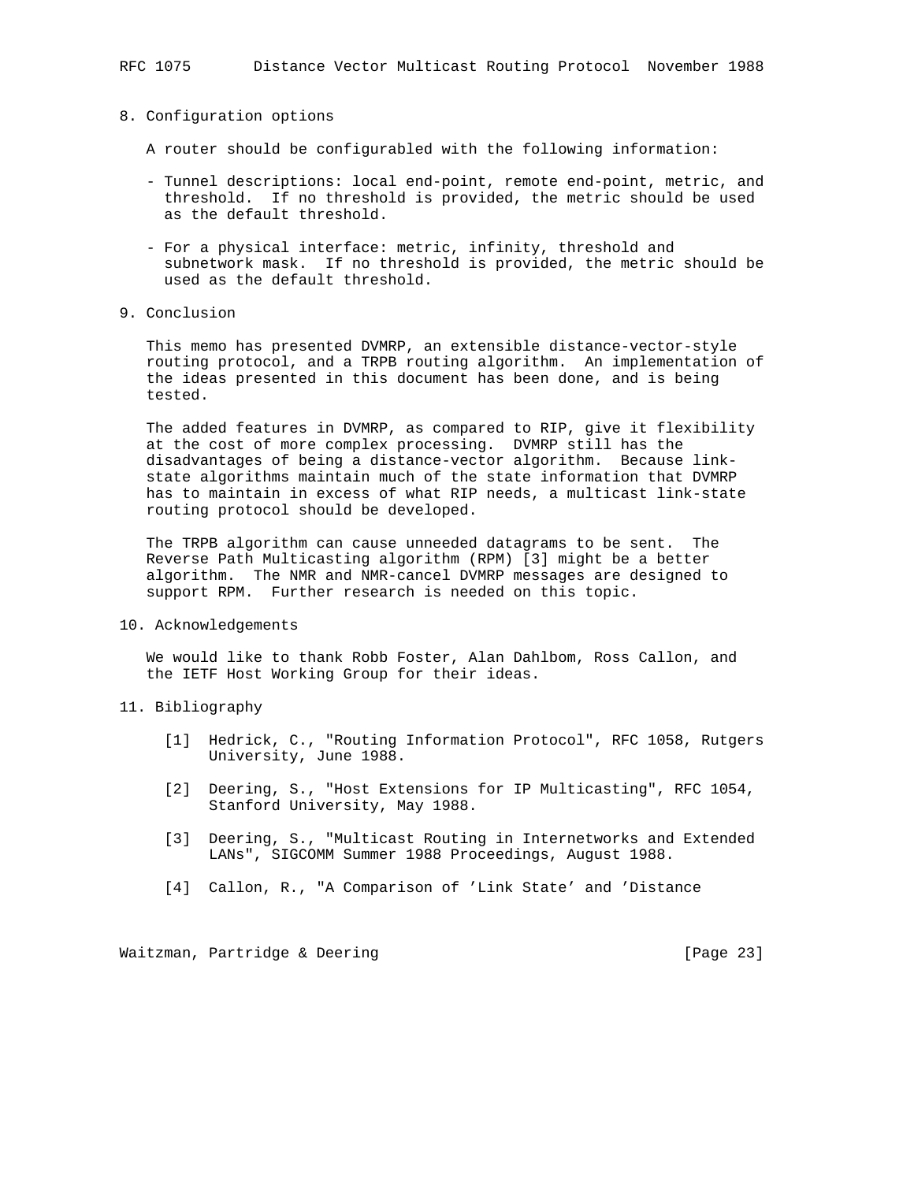## 8. Configuration options

A router should be configurabled with the following information:

- Tunnel descriptions: local end-point, remote end-point, metric, and threshold. If no threshold is provided, the metric should be used as the default threshold.

- For a physical interface: metric, infinity, threshold and subnetwork mask. If no threshold is provided, the metric should be used as the default threshold.

## 9. Conclusion

This memo has presented DVMRP, an extensible distance-vector-style routing protocol, and a TRPB routing algorithm. An implementation of the ideas presented in this document has been done, and is being tested.

The added features in DVMRP, as compared to RIP, give it flexibility at the cost of more complex processing. DVMRP still has the disadvantages of being a distance-vector algorithm. Because link-state algorithms maintain much of the state information that DVMRP has to maintain in excess of what RIP needs, a multicast link-state routing protocol should be developed.

The TRPB algorithm can cause unneeded datagrams to be sent. The Reverse Path Multicasting algorithm (RPM) [3] might be a better algorithm. The NMR and NMR-cancel DVMRP messages are designed to support RPM. Further research is needed on this topic.

## 10. Acknowledgements

We would like to thank Robb Foster, Alan Dahlbom, Ross Callon, and the IETF Host Working Group for their ideas.

## 11. Bibliography

[1] Hedrick, C., "Routing Information Protocol", RFC 1058, Rutgers University, June 1988.

[2] Deering, S., "Host Extensions for IP Multicasting", RFC 1054, Stanford University, May 1988.

[3] Deering, S., "Multicast Routing in Internetworks and Extended LANs", SIGCOMM Summer 1988 Proceedings, August 1988.

[4] Callon, R., "A Comparison of 'Link State' and 'Distance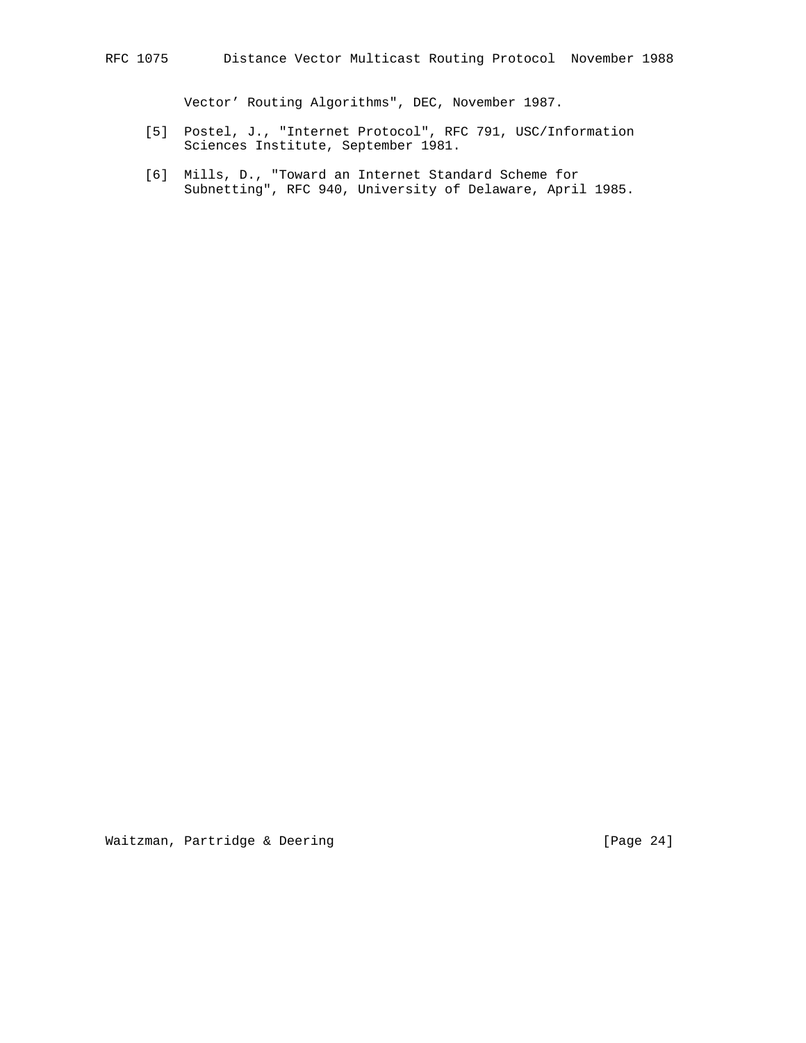Vector' Routing Algorithms", DEC, November 1987.

[5] Postel, J., "Internet Protocol", RFC 791, USC/Information Sciences Institute, September 1981.

[6] Mills, D., "Toward an Internet Standard Scheme for Subnetting", RFC 940, University of Delaware, April 1985.